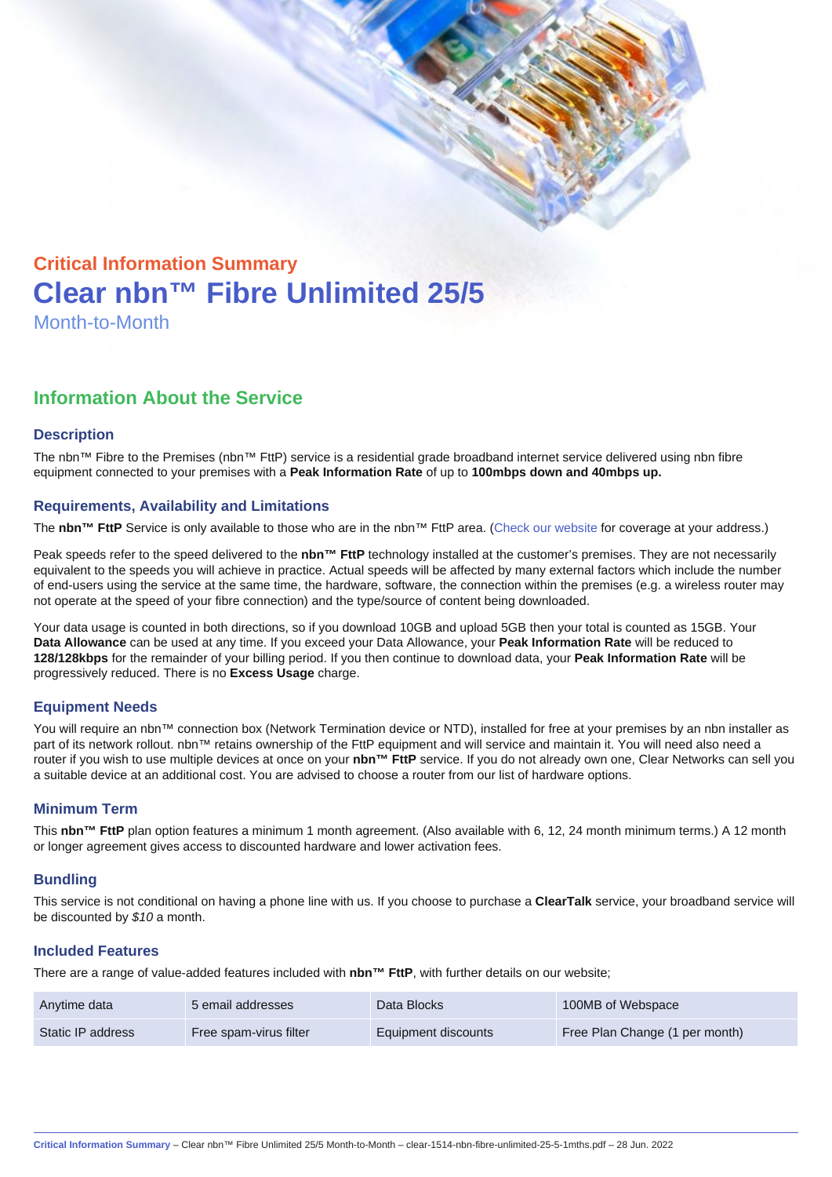Critical Information Summary

# Clear nbn™ Fibre Unlimited 25/5

Month-to-Month

## Information About the Service

### Description

The nbn™ Fibre to the Premises (nbn™ FttP) service is a residential grade broadband internet service delivered using nbn fibre equipment connected to your premises with a **Peak Information Rate** of up to **100mbps down and 40mbps up.**

### Requirements, Availability and Limitations

The **nbn™ FttP** Service is only available to those who are in the nbn™ FttP area. (Check our website for coverage at your address.)

Peak speeds refer to the speed delivered to the **nbn™ FttP** technology installed at the customer's premises. They are not necessarily equivalent to the speeds you will achieve in practice. Actual speeds will be affected by many external factors which include the number of end-users using the service at the same time, the hardware, software, the connection within the premises (e.g. a wireless router may not operate at the speed of your fibre connection) and the type/source of content being downloaded.

Your data usage is counted in both directions, so if you download 10GB and upload 5GB then your total is counted as 15GB. Your **Data Allowance** can be used at any time. If you exceed your Data Allowance, your **Peak Information Rate** will be reduced to **128/128kbps** for the remainder of your billing period. If you then continue to download data, your **Peak Information Rate** will be progressively reduced. There is no **Excess Usage** charge.

### Equipment Needs

You will require an nbn™ connection box (Network Termination device or NTD), installed for free at your premises by an nbn installer as part of its network rollout. nbn™ retains ownership of the FttP equipment and will service and maintain it. You will need also need a router if you wish to use multiple devices at once on your **nbn™ FttP** service. If you do not already own one, Clear Networks can sell you a suitable device at an additional cost. You are advised to choose a router from our list of hardware options.

### Minimum Term

This **nbn™ FttP** plan option features a minimum 1 month agreement. (Also available with 6, 12, 24 month minimum terms.) A 12 month or longer agreement gives access to discounted hardware and lower activation fees.

### Bundling

This service is not conditional on having a phone line with us. If you choose to purchase a **ClearTalk** service, your broadband service will be discounted by *$10* a month.

### Included Features

There are a range of value-added features included with **nbn™ FttP**, with further details on our website;

| | | | |
|---|---|---|---|
| Anytime data | 5 email addresses | Data Blocks | 100MB of Webspace |
| Static IP address | Free spam-virus filter | Equipment discounts | Free Plan Change (1 per month) |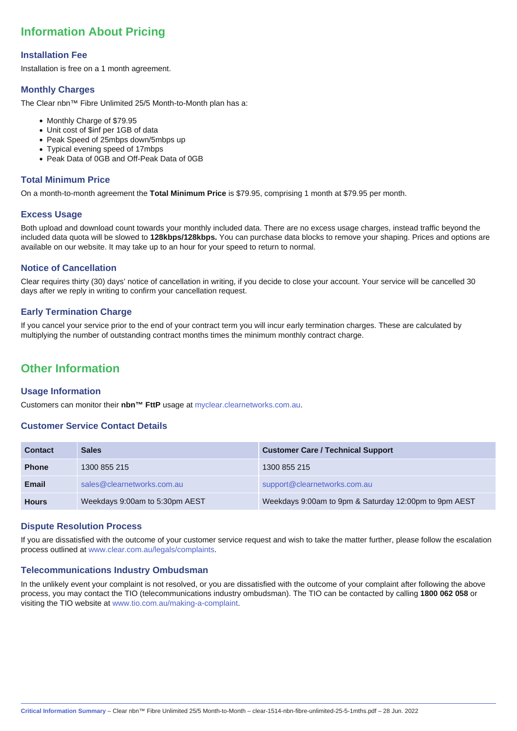## Information About Pricing

### Installation Fee

Installation is free on a 1 month agreement.

### Monthly Charges

The Clear nbn™ Fibre Unlimited 25/5 Month-to-Month plan has a:

- Monthly Charge of $79.95
- Unit cost of $inf per 1GB of data
- Peak Speed of 25mbps down/5mbps up
- Typical evening speed of 17mbps
- Peak Data of 0GB and Off-Peak Data of 0GB

### Total Minimum Price

On a month-to-month agreement the **Total Minimum Price** is $79.95, comprising 1 month at $79.95 per month.

### Excess Usage

Both upload and download count towards your monthly included data. There are no excess usage charges, instead traffic beyond the included data quota will be slowed to **128kbps/128kbps.** You can purchase data blocks to remove your shaping. Prices and options are available on our website. It may take up to an hour for your speed to return to normal.

### Notice of Cancellation

Clear requires thirty (30) days' notice of cancellation in writing, if you decide to close your account. Your service will be cancelled 30 days after we reply in writing to confirm your cancellation request.

### Early Termination Charge

If you cancel your service prior to the end of your contract term you will incur early termination charges. These are calculated by multiplying the number of outstanding contract months times the minimum monthly contract charge.

## Other Information

### Usage Information

Customers can monitor their **nbn™ FttP** usage at myclear.clearnetworks.com.au.

### Customer Service Contact Details

| Contact | Sales | Customer Care / Technical Support |
|---|---|---|
| **Phone** | 1300 855 215 | 1300 855 215 |
| **Email** | sales@clearnetworks.com.au | support@clearnetworks.com.au |
| **Hours** | Weekdays 9:00am to 5:30pm AEST | Weekdays 9:00am to 9pm & Saturday 12:00pm to 9pm AEST |

### Dispute Resolution Process

If you are dissatisfied with the outcome of your customer service request and wish to take the matter further, please follow the escalation process outlined at www.clear.com.au/legals/complaints.

### Telecommunications Industry Ombudsman

In the unlikely event your complaint is not resolved, or you are dissatisfied with the outcome of your complaint after following the above process, you may contact the TIO (telecommunications industry ombudsman). The TIO can be contacted by calling **1800 062 058** or visiting the TIO website at www.tio.com.au/making-a-complaint.